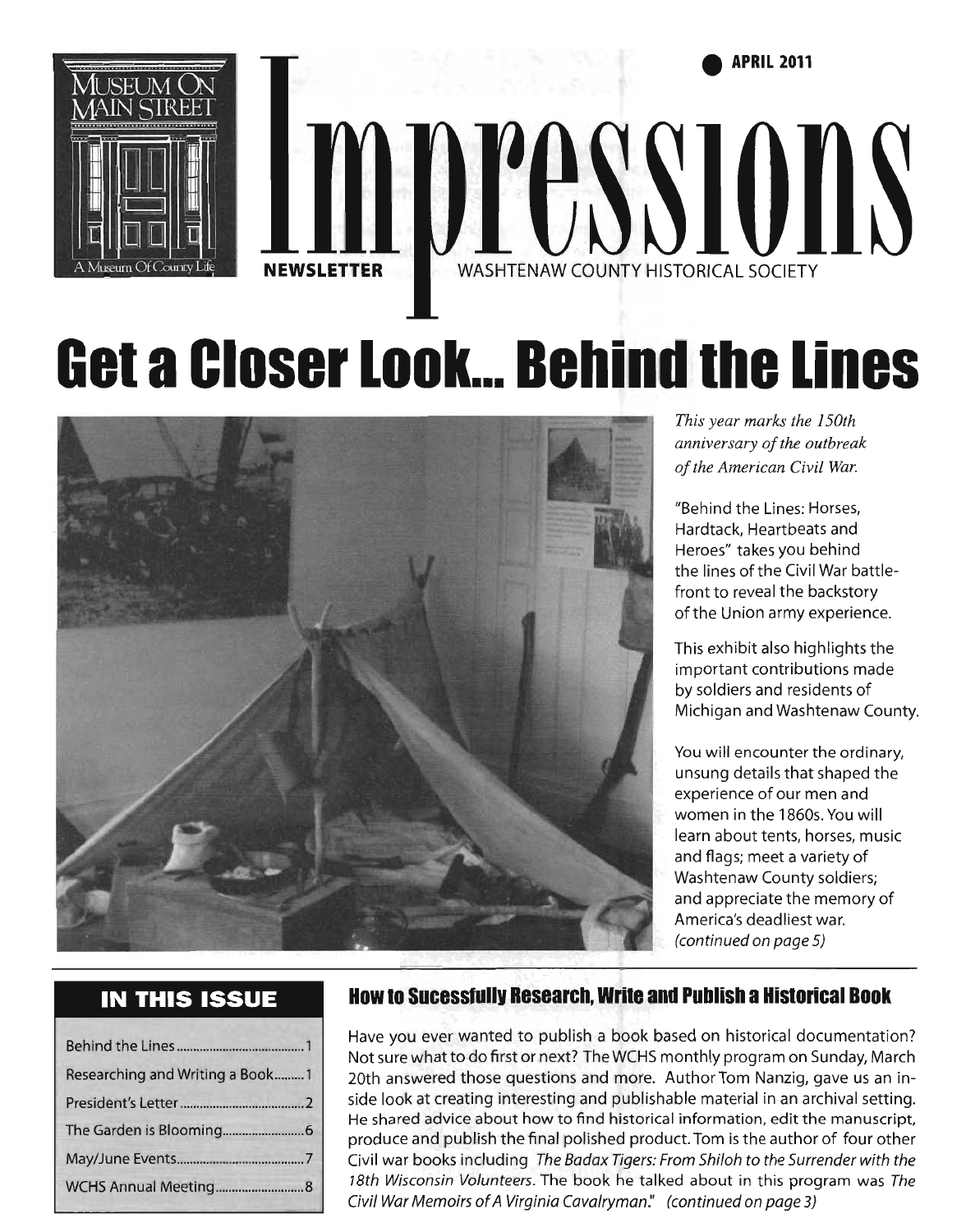APRIL 2011

# Impressions

NEWSLETTER WASHTENAW COUNTY HISTORICAL SOCIETY

MUSEUM ON MAIN STREET — A Museum Of County Life

# Get a Closer Look... Behind the Lines

*This year marks the 150th anniversary of the outbreak of the American Civil War.*

"Behind the Lines: Horses, Hardtack, Heartbeats and Heroes" takes you behind the lines of the Civil War battle-front to reveal the backstory of the Union army experience.

This exhibit also highlights the important contributions made by soldiers and residents of Michigan and Washtenaw County.

You will encounter the ordinary, unsung details that shaped the experience of our men and women in the 1860s. You will learn about tents, horses, music and flags; meet a variety of Washtenaw County soldiers; and appreciate the memory of America's deadliest war. *(continued on page 5)*

## IN THIS ISSUE

| | |
|---|---|
| Behind the Lines | 1 |
| Researching and Writing a Book | 1 |
| President's Letter | 2 |
| The Garden is Blooming | 6 |
| May/June Events | 7 |
| WCHS Annual Meeting | 8 |

## How to Sucessfully Research, Write and Publish a Historical Book

Have you ever wanted to publish a book based on historical documentation? Not sure what to do first or next? The WCHS monthly program on Sunday, March 20th answered those questions and more. Author Tom Nanzig, gave us an in-side look at creating interesting and publishable material in an archival setting. He shared advice about how to find historical information, edit the manuscript, produce and publish the final polished product. Tom is the author of four other Civil war books including *The Badax Tigers: From Shiloh to the Surrender with the 18th Wisconsin Volunteers*. The book he talked about in this program was *The Civil War Memoirs of A Virginia Cavalryman*." *(continued on page 3)*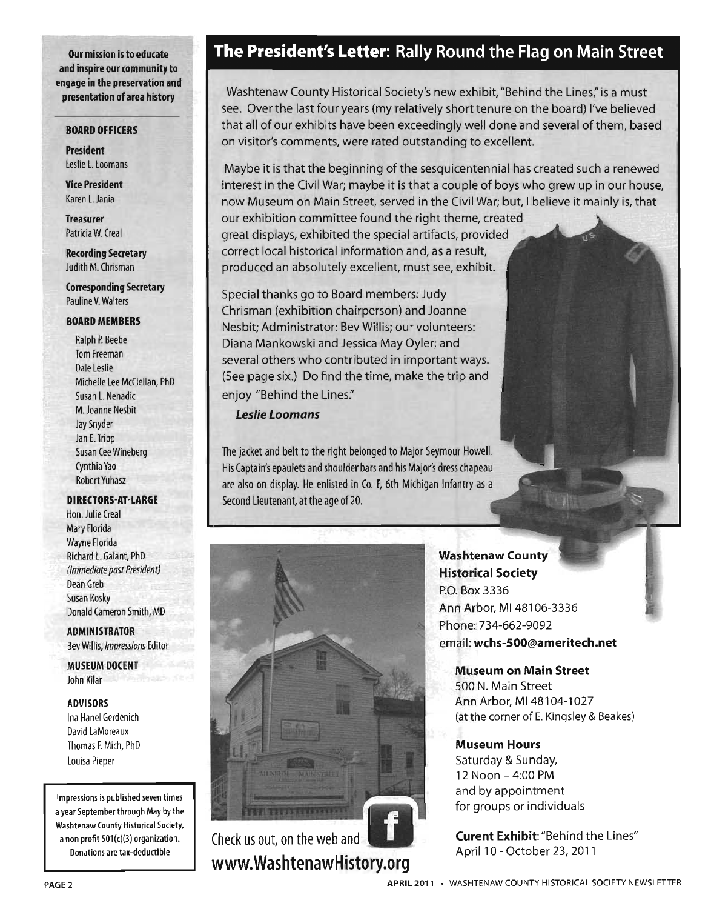**Our mission is to educate and inspire our community to engage in the preservation and presentation of area history**

**BOARD OFFICERS**

**President**
Leslie L. Loomans

**Vice President**
Karen L. Jania

**Treasurer**
Patricia W. Creal

**Recording Secretary**
Judith M. Chrisman

**Corresponding Secretary**
Pauline V. Walters

**BOARD MEMBERS**

Ralph P. Beebe
Tom Freeman
Dale Leslie
Michelle Lee McClellan, PhD
Susan L. Nenadic
M. Joanne Nesbit
Jay Snyder
Jan E. Tripp
Susan Cee Wineberg
Cynthia Yao
Robert Yuhasz

**DIRECTORS-AT-LARGE**

Hon. Julie Creal
Mary Florida
Wayne Florida
Richard L. Galant, PhD
*(Immediate past President)*
Dean Greb
Susan Kosky
Donald Cameron Smith, MD

**ADMINISTRATOR**
Bev Willis, *Impressions* Editor

**MUSEUM DOCENT**
John Kilar

**ADVISORS**
Ina Hanel Gerdenich
David LaMoreaux
Thomas F. Mich, PhD
Louisa Pieper

Impressions is published seven times a year September through May by the Washtenaw County Historical Society, a non profit 501(c)(3) organization. Donations are tax-deductible

# The President's Letter: Rally Round the Flag on Main Street

Washtenaw County Historical Society's new exhibit, "Behind the Lines," is a must see. Over the last four years (my relatively short tenure on the board) I've believed that all of our exhibits have been exceedingly well done and several of them, based on visitor's comments, were rated outstanding to excellent.

Maybe it is that the beginning of the sesquicentennial has created such a renewed interest in the Civil War; maybe it is that a couple of boys who grew up in our house, now Museum on Main Street, served in the Civil War; but, I believe it mainly is, that our exhibition committee found the right theme, created great displays, exhibited the special artifacts, provided correct local historical information and, as a result, produced an absolutely excellent, must see, exhibit.

Special thanks go to Board members: Judy Chrisman (exhibition chairperson) and Joanne Nesbit; Administrator: Bev Willis; our volunteers: Diana Mankowski and Jessica May Oyler; and several others who contributed in important ways. (See page six.) Do find the time, make the trip and enjoy "Behind the Lines."

***Leslie Loomans***

The jacket and belt to the right belonged to Major Seymour Howell. His Captain's epaulets and shoulder bars and his Major's dress chapeau are also on display. He enlisted in Co. F, 6th Michigan Infantry as a Second Lieutenant, at the age of 20.

Check us out, on the web and
**www.WashtenawHistory.org**

**Washtenaw County Historical Society**
P.O. Box 3336
Ann Arbor, MI 48106-3336
Phone: 734-662-9092
email: **wchs-500@ameritech.net**

**Museum on Main Street**
500 N. Main Street
Ann Arbor, MI 48104-1027
(at the corner of E. Kingsley & Beakes)

**Museum Hours**
Saturday & Sunday,
12 Noon – 4:00 PM
and by appointment
for groups or individuals

**Curent Exhibit**: "Behind the Lines"
April 10 - October 23, 2011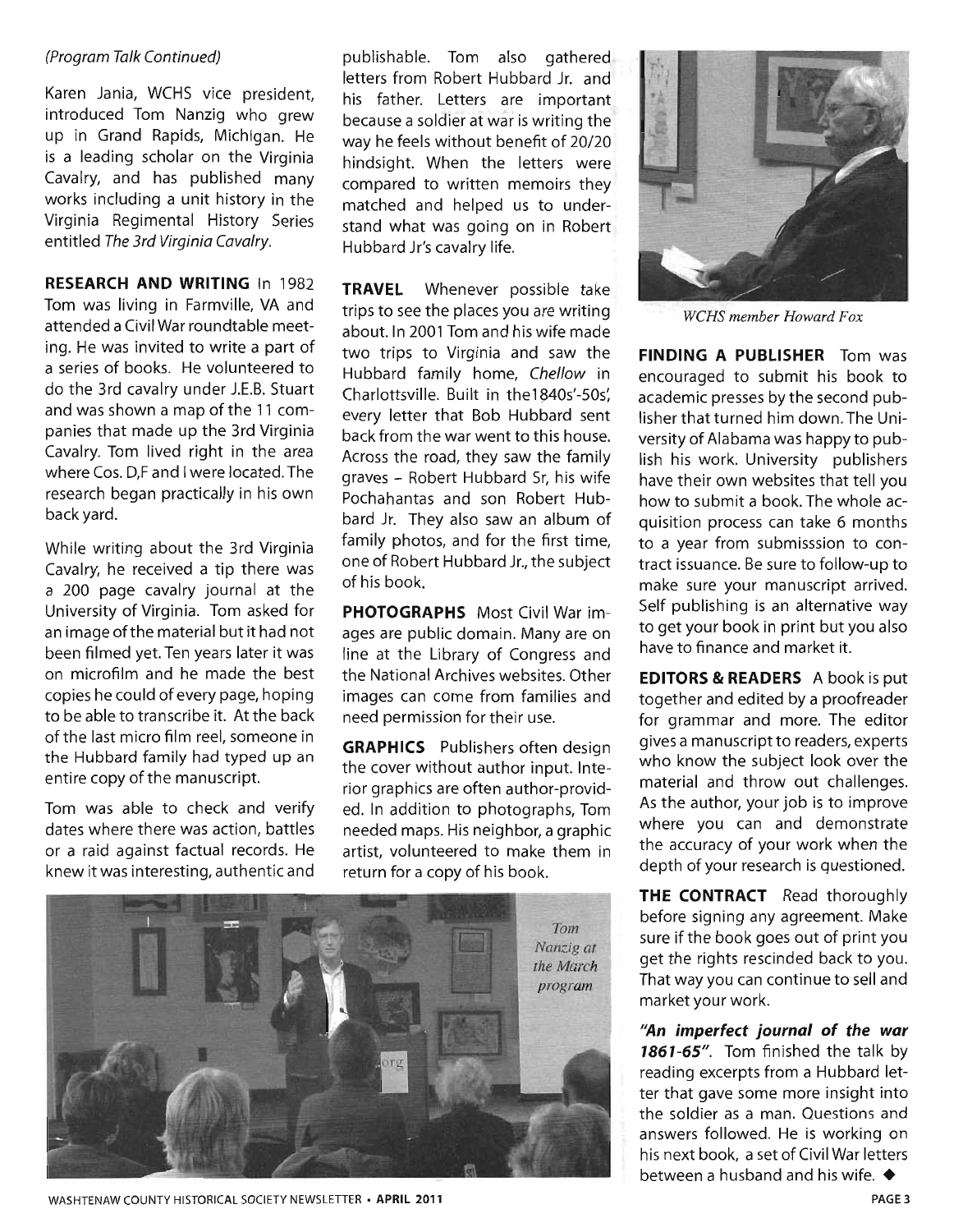*(Program Talk Continued)*

Karen Jania, WCHS vice president, introduced Tom Nanzig who grew up in Grand Rapids, Michigan. He is a leading scholar on the Virginia Cavalry, and has published many works including a unit history in the Virginia Regimental History Series entitled *The 3rd Virginia Cavalry*.

**RESEARCH AND WRITING** In 1982 Tom was living in Farmville, VA and attended a Civil War roundtable meeting. He was invited to write a part of a series of books. He volunteered to do the 3rd cavalry under J.E.B. Stuart and was shown a map of the 11 companies that made up the 3rd Virginia Cavalry. Tom lived right in the area where Cos. D,F and I were located. The research began practically in his own back yard.

While writing about the 3rd Virginia Cavalry, he received a tip there was a 200 page cavalry journal at the University of Virginia. Tom asked for an image of the material but it had not been filmed yet. Ten years later it was on microfilm and he made the best copies he could of every page, hoping to be able to transcribe it. At the back of the last micro film reel, someone in the Hubbard family had typed up an entire copy of the manuscript.

Tom was able to check and verify dates where there was action, battles or a raid against factual records. He knew it was interesting, authentic and publishable. Tom also gathered letters from Robert Hubbard Jr. and his father. Letters are important because a soldier at war is writing the way he feels without benefit of 20/20 hindsight. When the letters were compared to written memoirs they matched and helped us to understand what was going on in Robert Hubbard Jr's cavalry life.

**TRAVEL** Whenever possible take trips to see the places you are writing about. In 2001 Tom and his wife made two trips to Virginia and saw the Hubbard family home, *Chellow* in Charlottsville. Built in the1840s'-50s', every letter that Bob Hubbard sent back from the war went to this house. Across the road, they saw the family graves – Robert Hubbard Sr, his wife Pochahantas and son Robert Hubbard Jr. They also saw an album of family photos, and for the first time, one of Robert Hubbard Jr., the subject of his book.

**PHOTOGRAPHS** Most Civil War images are public domain. Many are on line at the Library of Congress and the National Archives websites. Other images can come from families and need permission for their use.

**GRAPHICS** Publishers often design the cover without author input. Interior graphics are often author-provided. In addition to photographs, Tom needed maps. His neighbor, a graphic artist, volunteered to make them in return for a copy of his book.

*WCHS member Howard Fox*

*Tom Nanzig at the March program*

**FINDING A PUBLISHER** Tom was encouraged to submit his book to academic presses by the second publisher that turned him down. The University of Alabama was happy to publish his work. University publishers have their own websites that tell you how to submit a book. The whole acquisition process can take 6 months to a year from submisssion to contract issuance. Be sure to follow-up to make sure your manuscript arrived. Self publishing is an alternative way to get your book in print but you also have to finance and market it.

**EDITORS & READERS** A book is put together and edited by a proofreader for grammar and more. The editor gives a manuscript to readers, experts who know the subject look over the material and throw out challenges. As the author, your job is to improve where you can and demonstrate the accuracy of your work when the depth of your research is questioned.

**THE CONTRACT** Read thoroughly before signing any agreement. Make sure if the book goes out of print you get the rights rescinded back to you. That way you can continue to sell and market your work.

***"An imperfect journal of the war 1861-65"***. Tom finished the talk by reading excerpts from a Hubbard letter that gave some more insight into the soldier as a man. Questions and answers followed. He is working on his next book, a set of Civil War letters between a husband and his wife. ◆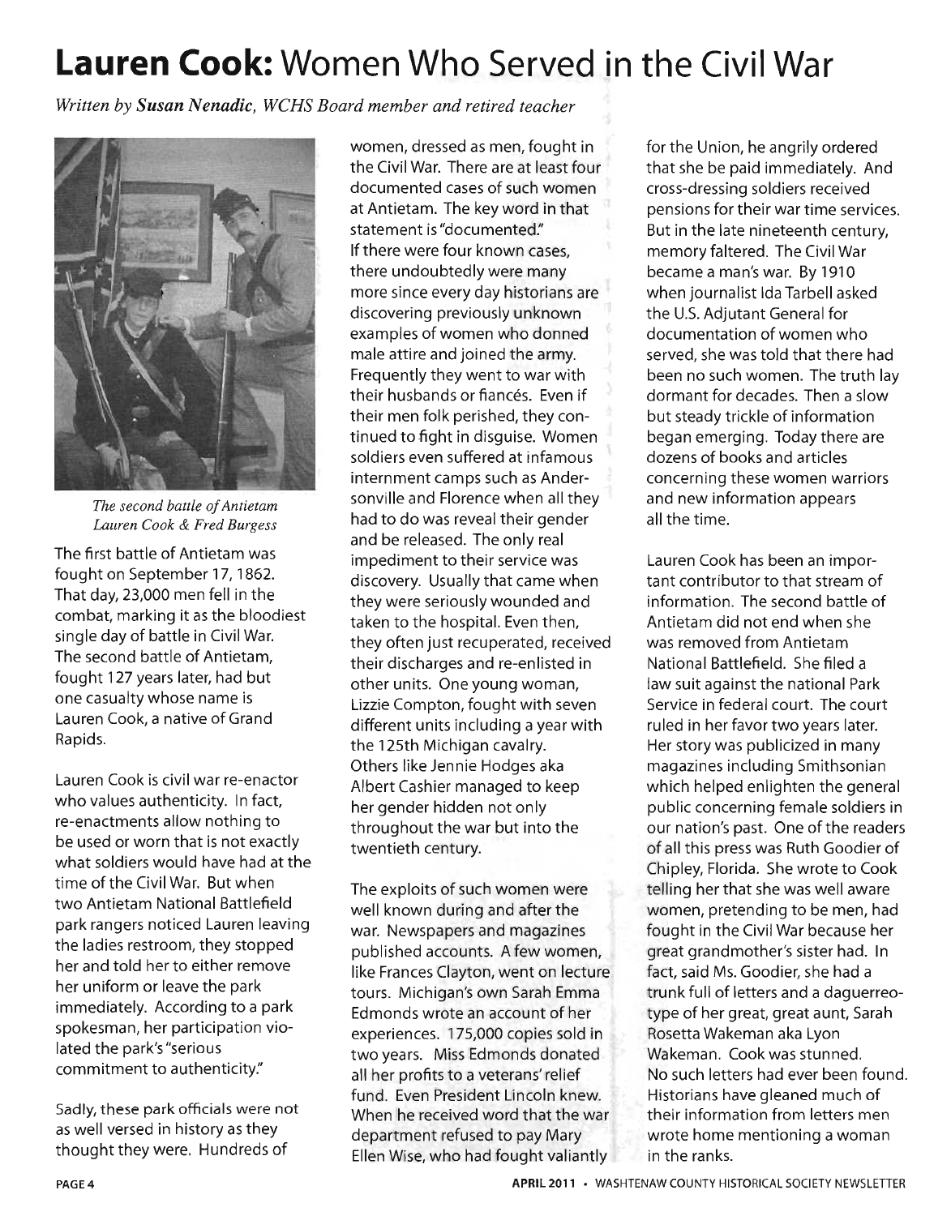# Lauren Cook: Women Who Served in the Civil War

*Written by **Susan Nenadic**, WCHS Board member and retired teacher*

*The second battle of Antietam*
*Lauren Cook & Fred Burgess*

The first battle of Antietam was fought on September 17, 1862. That day, 23,000 men fell in the combat, marking it as the bloodiest single day of battle in Civil War. The second battle of Antietam, fought 127 years later, had but one casualty whose name is Lauren Cook, a native of Grand Rapids.

Lauren Cook is civil war re-enactor who values authenticity. In fact, re-enactments allow nothing to be used or worn that is not exactly what soldiers would have had at the time of the Civil War. But when two Antietam National Battlefield park rangers noticed Lauren leaving the ladies restroom, they stopped her and told her to either remove her uniform or leave the park immediately. According to a park spokesman, her participation violated the park's "serious commitment to authenticity."

Sadly, these park officials were not as well versed in history as they thought they were. Hundreds of women, dressed as men, fought in the Civil War. There are at least four documented cases of such women at Antietam. The key word in that statement is "documented." If there were four known cases, there undoubtedly were many more since every day historians are discovering previously unknown examples of women who donned male attire and joined the army. Frequently they went to war with their husbands or fiancés. Even if their men folk perished, they continued to fight in disguise. Women soldiers even suffered at infamous internment camps such as Andersonville and Florence when all they had to do was reveal their gender and be released. The only real impediment to their service was discovery. Usually that came when they were seriously wounded and taken to the hospital. Even then, they often just recuperated, received their discharges and re-enlisted in other units. One young woman, Lizzie Compton, fought with seven different units including a year with the 125th Michigan cavalry. Others like Jennie Hodges aka Albert Cashier managed to keep her gender hidden not only throughout the war but into the twentieth century.

The exploits of such women were well known during and after the war. Newspapers and magazines published accounts. A few women, like Frances Clayton, went on lecture tours. Michigan's own Sarah Emma Edmonds wrote an account of her experiences. 175,000 copies sold in two years. Miss Edmonds donated all her profits to a veterans' relief fund. Even President Lincoln knew. When he received word that the war department refused to pay Mary Ellen Wise, who had fought valiantly for the Union, he angrily ordered that she be paid immediately. And cross-dressing soldiers received pensions for their war time services. But in the late nineteenth century, memory faltered. The Civil War became a man's war. By 1910 when journalist Ida Tarbell asked the U.S. Adjutant General for documentation of women who served, she was told that there had been no such women. The truth lay dormant for decades. Then a slow but steady trickle of information began emerging. Today there are dozens of books and articles concerning these women warriors and new information appears all the time.

Lauren Cook has been an important contributor to that stream of information. The second battle of Antietam did not end when she was removed from Antietam National Battlefield. She filed a law suit against the national Park Service in federal court. The court ruled in her favor two years later. Her story was publicized in many magazines including Smithsonian which helped enlighten the general public concerning female soldiers in our nation's past. One of the readers of all this press was Ruth Goodier of Chipley, Florida. She wrote to Cook telling her that she was well aware women, pretending to be men, had fought in the Civil War because her great grandmother's sister had. In fact, said Ms. Goodier, she had a trunk full of letters and a daguerreotype of her great, great aunt, Sarah Rosetta Wakeman aka Lyon Wakeman. Cook was stunned. No such letters had ever been found. Historians have gleaned much of their information from letters men wrote home mentioning a woman in the ranks.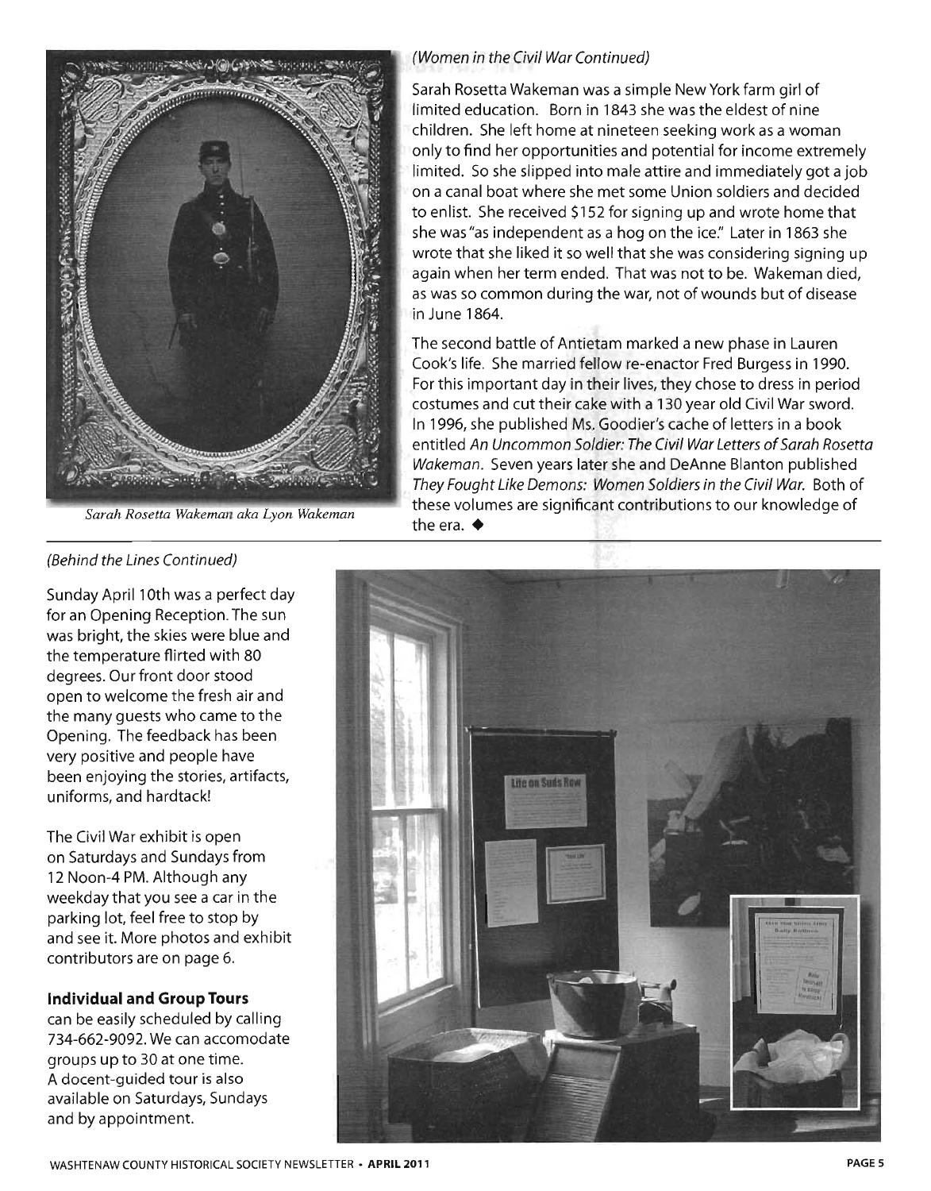*(Women in the Civil War Continued)*

Sarah Rosetta Wakeman was a simple New York farm girl of limited education. Born in 1843 she was the eldest of nine children. She left home at nineteen seeking work as a woman only to find her opportunities and potential for income extremely limited. So she slipped into male attire and immediately got a job on a canal boat where she met some Union soldiers and decided to enlist. She received $152 for signing up and wrote home that she was "as independent as a hog on the ice." Later in 1863 she wrote that she liked it so well that she was considering signing up again when her term ended. That was not to be. Wakeman died, as was so common during the war, not of wounds but of disease in June 1864.

The second battle of Antietam marked a new phase in Lauren Cook's life. She married fellow re-enactor Fred Burgess in 1990. For this important day in their lives, they chose to dress in period costumes and cut their cake with a 130 year old Civil War sword. In 1996, she published Ms. Goodier's cache of letters in a book entitled *An Uncommon Soldier: The Civil War Letters of Sarah Rosetta Wakeman.* Seven years later she and DeAnne Blanton published *They Fought Like Demons: Women Soldiers in the Civil War.* Both of these volumes are significant contributions to our knowledge of the era. ◆

*Sarah Rosetta Wakeman aka Lyon Wakeman*

*(Behind the Lines Continued)*

Sunday April 10th was a perfect day for an Opening Reception. The sun was bright, the skies were blue and the temperature flirted with 80 degrees. Our front door stood open to welcome the fresh air and the many guests who came to the Opening. The feedback has been very positive and people have been enjoying the stories, artifacts, uniforms, and hardtack!

The Civil War exhibit is open on Saturdays and Sundays from 12 Noon-4 PM. Although any weekday that you see a car in the parking lot, feel free to stop by and see it. More photos and exhibit contributors are on page 6.

**Individual and Group Tours** can be easily scheduled by calling 734-662-9092. We can accomodate groups up to 30 at one time. A docent-guided tour is also available on Saturdays, Sundays and by appointment.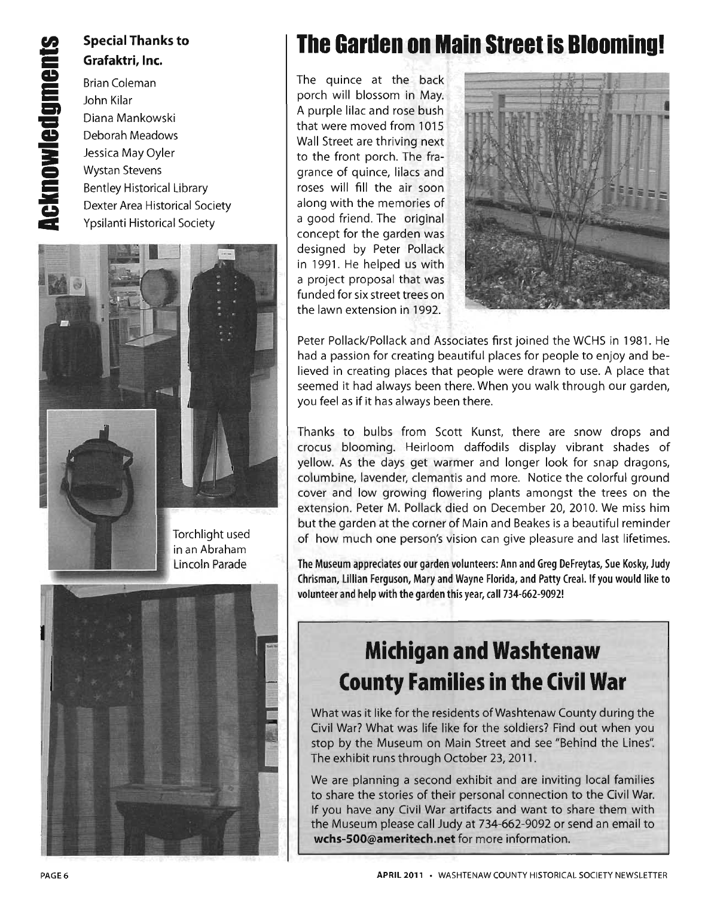## Acknowledgments

**Special Thanks to Grafaktri, Inc.**

Brian Coleman
John Kilar
Diana Mankowski
Deborah Meadows
Jessica May Oyler
Wystan Stevens
Bentley Historical Library
Dexter Area Historical Society
Ypsilanti Historical Society

Torchlight used in an Abraham Lincoln Parade

# The Garden on Main Street is Blooming!

The quince at the back porch will blossom in May. A purple lilac and rose bush that were moved from 1015 Wall Street are thriving next to the front porch. The fragrance of quince, lilacs and roses will fill the air soon along with the memories of a good friend. The original concept for the garden was designed by Peter Pollack in 1991. He helped us with a project proposal that was funded for six street trees on the lawn extension in 1992.

Peter Pollack/Pollack and Associates first joined the WCHS in 1981. He had a passion for creating beautiful places for people to enjoy and believed in creating places that people were drawn to use. A place that seemed it had always been there. When you walk through our garden, you feel as if it has always been there.

Thanks to bulbs from Scott Kunst, there are snow drops and crocus blooming. Heirloom daffodils display vibrant shades of yellow. As the days get warmer and longer look for snap dragons, columbine, lavender, clemantis and more. Notice the colorful ground cover and low growing flowering plants amongst the trees on the extension. Peter M. Pollack died on December 20, 2010. We miss him but the garden at the corner of Main and Beakes is a beautiful reminder of how much one person's vision can give pleasure and last lifetimes.

**The Museum appreciates our garden volunteers: Ann and Greg DeFreytas, Sue Kosky, Judy Chrisman, Lillian Ferguson, Mary and Wayne Florida, and Patty Creal. If you would like to volunteer and help with the garden this year, call 734-662-9092!**

## Michigan and Washtenaw County Families in the Civil War

What was it like for the residents of Washtenaw County during the Civil War? What was life like for the soldiers? Find out when you stop by the Museum on Main Street and see "Behind the Lines". The exhibit runs through October 23, 2011.

We are planning a second exhibit and are inviting local families to share the stories of their personal connection to the Civil War. If you have any Civil War artifacts and want to share them with the Museum please call Judy at 734-662-9092 or send an email to **wchs-500@ameritech.net** for more information.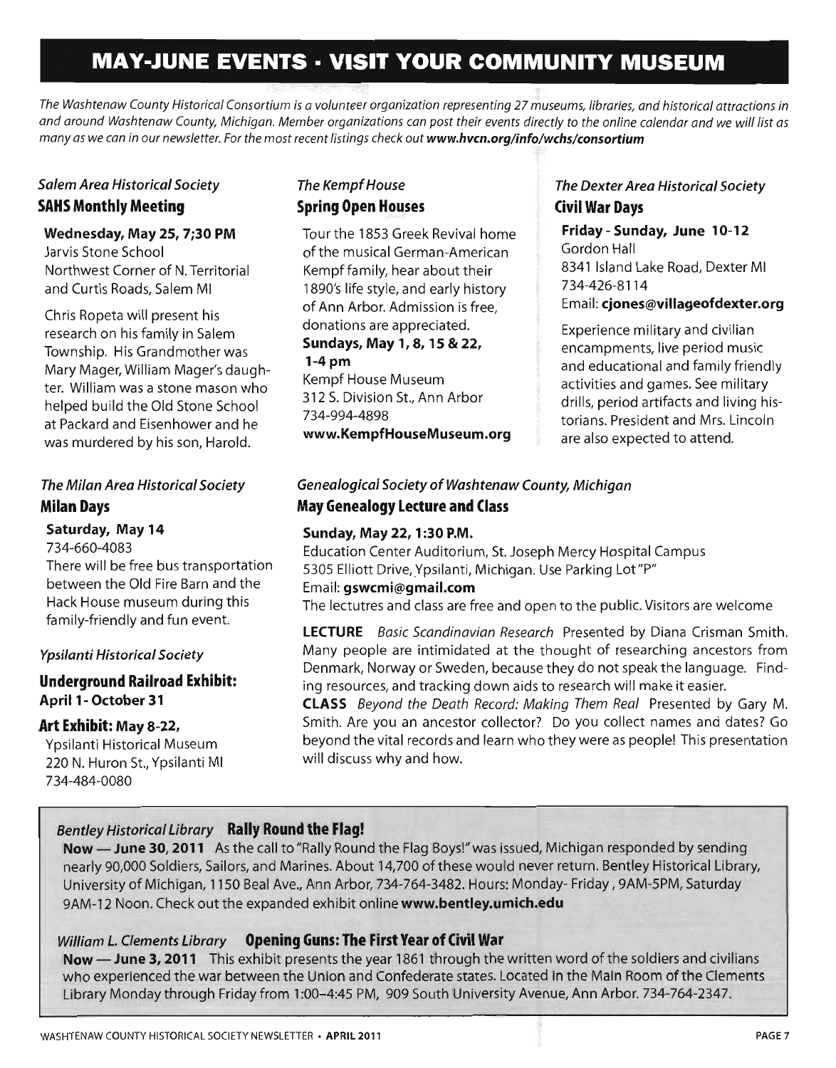# MAY-JUNE EVENTS · VISIT YOUR COMMUNITY MUSEUM

*The Washtenaw County Historical Consortium is a volunteer organization representing 27 museums, libraries, and historical attractions in and around Washtenaw County, Michigan. Member organizations can post their events directly to the online calendar and we will list as many as we can in our newsletter. For the most recent listings check out* ***www.hvcn.org/info/wchs/consortium***

*Salem Area Historical Society*

### SAHS Monthly Meeting

**Wednesday, May 25, 7;30 PM**
Jarvis Stone School
Northwest Corner of N. Territorial and Curtis Roads, Salem MI

Chris Ropeta will present his research on his family in Salem Township. His Grandmother was Mary Mager, William Mager's daughter. William was a stone mason who helped build the Old Stone School at Packard and Eisenhower and he was murdered by his son, Harold.

*The Kempf House*

### Spring Open Houses

Tour the 1853 Greek Revival home of the musical German-American Kempf family, hear about their 1890's life style, and early history of Ann Arbor. Admission is free, donations are appreciated.

**Sundays, May 1, 8, 15 & 22, 1-4 pm**
Kempf House Museum
312 S. Division St., Ann Arbor
734-994-4898
**www.KempfHouseMuseum.org**

*The Dexter Area Historical Society*

### Civil War Days

**Friday - Sunday, June 10-12**
Gordon Hall
8341 Island Lake Road, Dexter MI
734-426-8114
Email: **cjones@villageofdexter.org**

Experience military and civilian encampments, live period music and educational and family friendly activities and games. See military drills, period artifacts and living historians. President and Mrs. Lincoln are also expected to attend.

*The Milan Area Historical Society*

### Milan Days

**Saturday, May 14**
734-660-4083
There will be free bus transportation between the Old Fire Barn and the Hack House museum during this family-friendly and fun event.

*Ypsilanti Historical Society*

### Underground Railroad Exhibit: April 1- October 31

### Art Exhibit: May 8-22,

Ypsilanti Historical Museum
220 N. Huron St., Ypsilanti MI
734-484-0080

*Genealogical Society of Washtenaw County, Michigan*

### May Genealogy Lecture and Class

**Sunday, May 22, 1:30 P.M.**
Education Center Auditorium, St. Joseph Mercy Hospital Campus
5305 Elliott Drive, Ypsilanti, Michigan. Use Parking Lot "P"
Email: **gswcmi@gmail.com**
The lectutres and class are free and open to the public. Visitors are welcome

**LECTURE** *Basic Scandinavian Research* Presented by Diana Crisman Smith. Many people are intimidated at the thought of researching ancestors from Denmark, Norway or Sweden, because they do not speak the language. Finding resources, and tracking down aids to research will make it easier.

**CLASS** *Beyond the Death Record: Making Them Real* Presented by Gary M. Smith. Are you an ancestor collector? Do you collect names and dates? Go beyond the vital records and learn who they were as people! This presentation will discuss why and how.

*Bentley Historical Library* **Rally Round the Flag!**

**Now — June 30, 2011** As the call to "Rally Round the Flag Boys!" was issued, Michigan responded by sending nearly 90,000 Soldiers, Sailors, and Marines. About 14,700 of these would never return. Bentley Historical Library, University of Michigan, 1150 Beal Ave., Ann Arbor, 734-764-3482. Hours: Monday- Friday, 9AM-5PM, Saturday 9AM-12 Noon. Check out the expanded exhibit online **www.bentley.umich.edu**

*William L. Clements Library* **Opening Guns: The First Year of Civil War**

**Now — June 3, 2011** This exhibit presents the year 1861 through the written word of the soldiers and civilians who experienced the war between the Union and Confederate states. Located in the Main Room of the Clements Library Monday through Friday from 1:00–4:45 PM, 909 South University Avenue, Ann Arbor. 734-764-2347.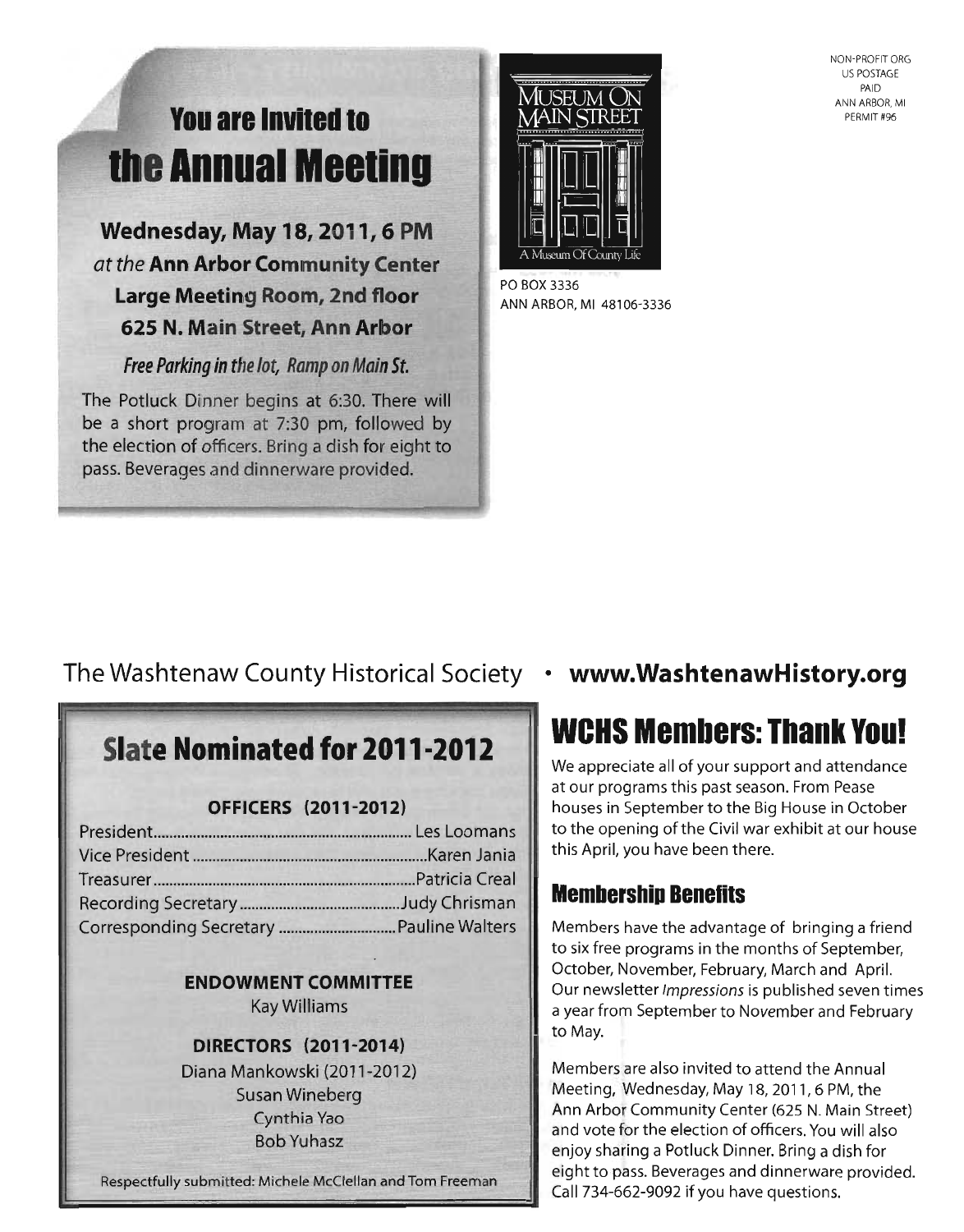# You are Invited to the Annual Meeting

**Wednesday, May 18, 2011, 6 PM**
*at the* **Ann Arbor Community Center**
**Large Meeting Room, 2nd floor**
**625 N. Main Street, Ann Arbor**

*Free Parking in the lot, Ramp on Main St.*

The Potluck Dinner begins at 6:30. There will be a short program at 7:30 pm, followed by the election of officers. Bring a dish for eight to pass. Beverages and dinnerware provided.

MUSEUM ON MAIN STREET
A Museum Of County Life

PO BOX 3336
ANN ARBOR, MI 48106-3336

NON-PROFIT ORG
US POSTAGE
PAID
ANN ARBOR, MI
PERMIT #96

The Washtenaw County Historical Society • **www.WashtenawHistory.org**

## Slate Nominated for 2011-2012

**OFFICERS (2011-2012)**

| | |
|---|---|
| President | Les Loomans |
| Vice President | Karen Jania |
| Treasurer | Patricia Creal |
| Recording Secretary | Judy Chrisman |
| Corresponding Secretary | Pauline Walters |

**ENDOWMENT COMMITTEE**
Kay Williams

**DIRECTORS (2011-2014)**
Diana Mankowski (2011-2012)
Susan Wineberg
Cynthia Yao
Bob Yuhasz

Respectfully submitted: Michele McClellan and Tom Freeman

## WCHS Members: Thank You!

We appreciate all of your support and attendance at our programs this past season. From Pease houses in September to the Big House in October to the opening of the Civil war exhibit at our house this April, you have been there.

### Membership Benefits

Members have the advantage of bringing a friend to six free programs in the months of September, October, November, February, March and April. Our newsletter *Impressions* is published seven times a year from September to November and February to May.

Members are also invited to attend the Annual Meeting, Wednesday, May 18, 2011, 6 PM, the Ann Arbor Community Center (625 N. Main Street) and vote for the election of officers. You will also enjoy sharing a Potluck Dinner. Bring a dish for eight to pass. Beverages and dinnerware provided. Call 734-662-9092 if you have questions.